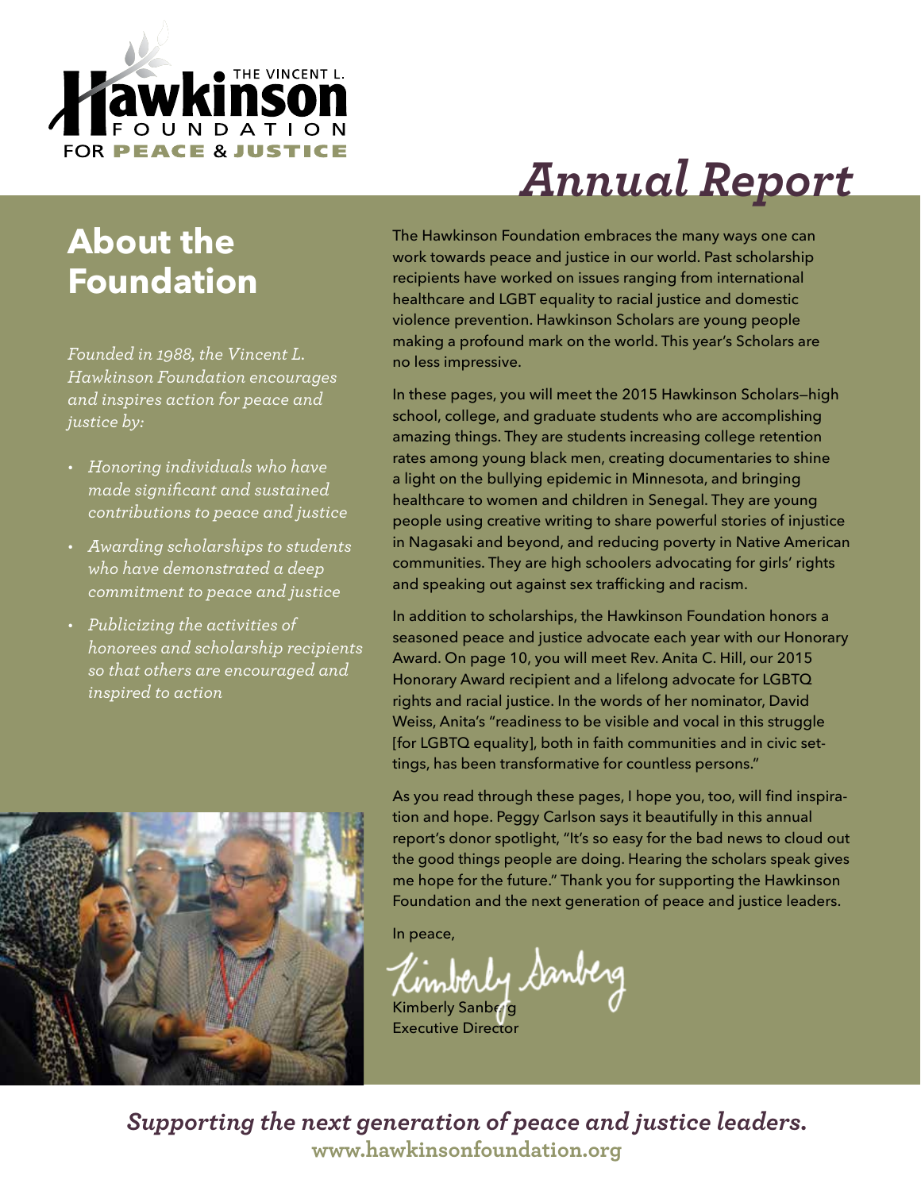THE VINCENT L. Hawkinson FOUNDATION FOR PEACE & JUSTICE

# Annual Report

## About the Foundation

*Founded in 1988, the Vincent L. Hawkinson Foundation encourages and inspires action for peace and justice by:*

- *Honoring individuals who have made significant and sustained contributions to peace and justice*
- *Awarding scholarships to students who have demonstrated a deep commitment to peace and justice*
- *Publicizing the activities of honorees and scholarship recipients so that others are encouraged and inspired to action*

The Hawkinson Foundation embraces the many ways one can work towards peace and justice in our world. Past scholarship recipients have worked on issues ranging from international healthcare and LGBT equality to racial justice and domestic violence prevention. Hawkinson Scholars are young people making a profound mark on the world. This year's Scholars are no less impressive.

In these pages, you will meet the 2015 Hawkinson Scholars—high school, college, and graduate students who are accomplishing amazing things. They are students increasing college retention rates among young black men, creating documentaries to shine a light on the bullying epidemic in Minnesota, and bringing healthcare to women and children in Senegal. They are young people using creative writing to share powerful stories of injustice in Nagasaki and beyond, and reducing poverty in Native American communities. They are high schoolers advocating for girls' rights and speaking out against sex trafficking and racism.

In addition to scholarships, the Hawkinson Foundation honors a seasoned peace and justice advocate each year with our Honorary Award. On page 10, you will meet Rev. Anita C. Hill, our 2015 Honorary Award recipient and a lifelong advocate for LGBTQ rights and racial justice. In the words of her nominator, David Weiss, Anita's "readiness to be visible and vocal in this struggle [for LGBTQ equality], both in faith communities and in civic settings, has been transformative for countless persons."

As you read through these pages, I hope you, too, will find inspiration and hope. Peggy Carlson says it beautifully in this annual report's donor spotlight, "It's so easy for the bad news to cloud out the good things people are doing. Hearing the scholars speak gives me hope for the future." Thank you for supporting the Hawkinson Foundation and the next generation of peace and justice leaders.

In peace,

Kimberly Sanberg
Executive Director

***Supporting the next generation of peace and justice leaders.***
**www.hawkinsonfoundation.org**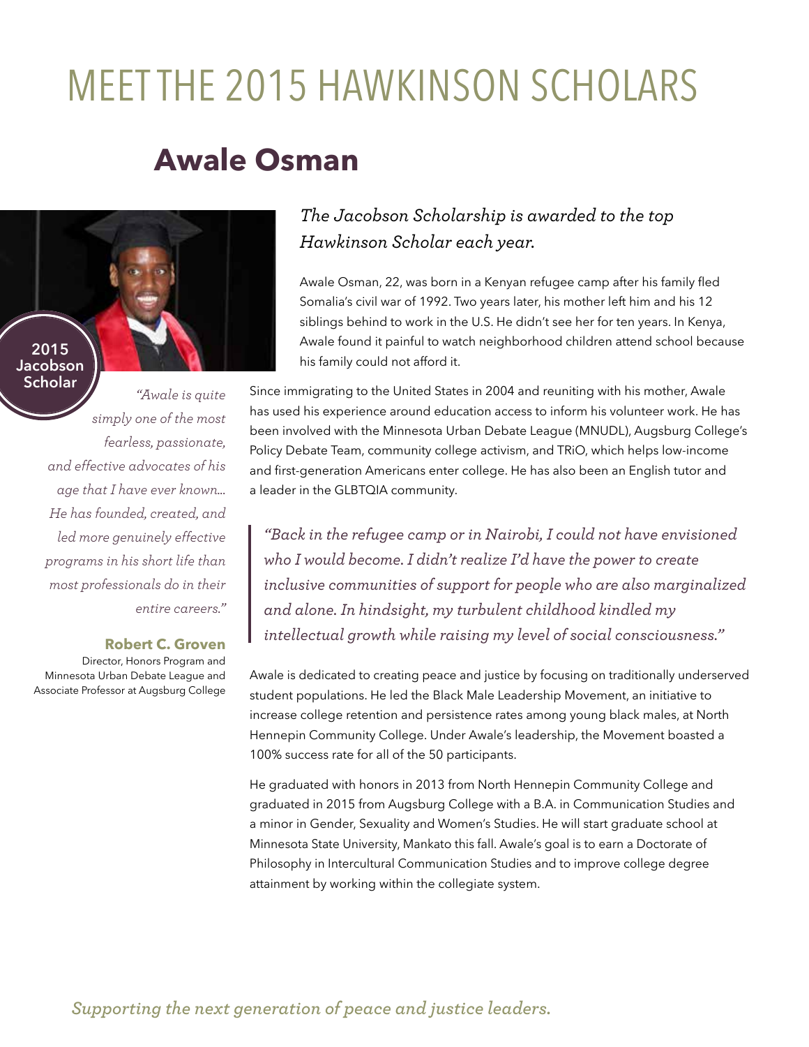# MEET THE 2015 HAWKINSON SCHOLARS

## Awale Osman

**2015 Jacobson Scholar**

*The Jacobson Scholarship is awarded to the top Hawkinson Scholar each year.*

Awale Osman, 22, was born in a Kenyan refugee camp after his family fled Somalia's civil war of 1992. Two years later, his mother left him and his 12 siblings behind to work in the U.S. He didn't see her for ten years. In Kenya, Awale found it painful to watch neighborhood children attend school because his family could not afford it.

Since immigrating to the United States in 2004 and reuniting with his mother, Awale has used his experience around education access to inform his volunteer work. He has been involved with the Minnesota Urban Debate League (MNUDL), Augsburg College's Policy Debate Team, community college activism, and TRiO, which helps low-income and first-generation Americans enter college. He has also been an English tutor and a leader in the GLBTQIA community.

> *"Back in the refugee camp or in Nairobi, I could not have envisioned who I would become. I didn't realize I'd have the power to create inclusive communities of support for people who are also marginalized and alone. In hindsight, my turbulent childhood kindled my intellectual growth while raising my level of social consciousness."*

Awale is dedicated to creating peace and justice by focusing on traditionally underserved student populations. He led the Black Male Leadership Movement, an initiative to increase college retention and persistence rates among young black males, at North Hennepin Community College. Under Awale's leadership, the Movement boasted a 100% success rate for all of the 50 participants.

He graduated with honors in 2013 from North Hennepin Community College and graduated in 2015 from Augsburg College with a B.A. in Communication Studies and a minor in Gender, Sexuality and Women's Studies. He will start graduate school at Minnesota State University, Mankato this fall. Awale's goal is to earn a Doctorate of Philosophy in Intercultural Communication Studies and to improve college degree attainment by working within the collegiate system.

*"Awale is quite simply one of the most fearless, passionate, and effective advocates of his age that I have ever known... He has founded, created, and led more genuinely effective programs in his short life than most professionals do in their entire careers."*

**Robert C. Groven**
Director, Honors Program and Minnesota Urban Debate League and Associate Professor at Augsburg College

*Supporting the next generation of peace and justice leaders.*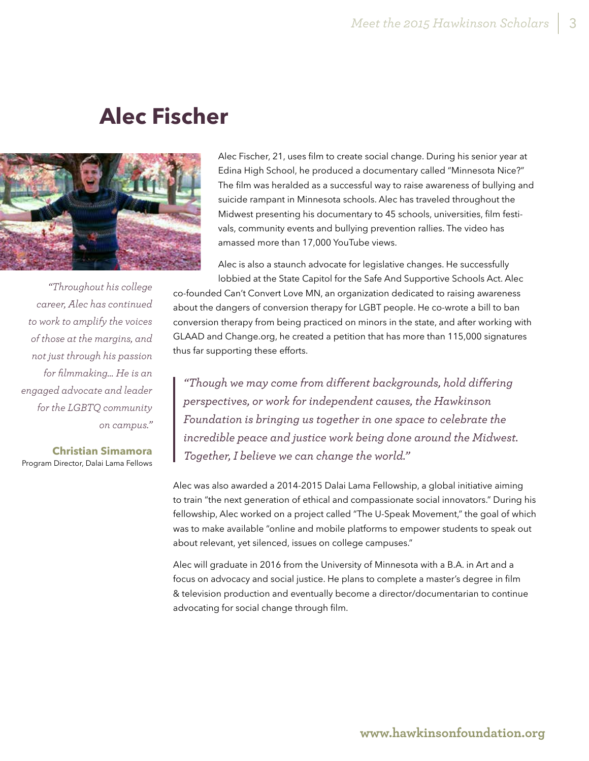# Alec Fischer

Alec Fischer, 21, uses film to create social change. During his senior year at Edina High School, he produced a documentary called "Minnesota Nice?" The film was heralded as a successful way to raise awareness of bullying and suicide rampant in Minnesota schools. Alec has traveled throughout the Midwest presenting his documentary to 45 schools, universities, film festivals, community events and bullying prevention rallies. The video has amassed more than 17,000 YouTube views.

Alec is also a staunch advocate for legislative changes. He successfully lobbied at the State Capitol for the Safe And Supportive Schools Act. Alec co-founded Can't Convert Love MN, an organization dedicated to raising awareness about the dangers of conversion therapy for LGBT people. He co-wrote a bill to ban conversion therapy from being practiced on minors in the state, and after working with GLAAD and Change.org, he created a petition that has more than 115,000 signatures thus far supporting these efforts.

> *"Throughout his college career, Alec has continued to work to amplify the voices of those at the margins, and not just through his passion for filmmaking... He is an engaged advocate and leader for the LGBTQ community on campus."*
>
> **Christian Simamora**
> Program Director, Dalai Lama Fellows

> *"Though we may come from different backgrounds, hold differing perspectives, or work for independent causes, the Hawkinson Foundation is bringing us together in one space to celebrate the incredible peace and justice work being done around the Midwest. Together, I believe we can change the world."*

Alec was also awarded a 2014-2015 Dalai Lama Fellowship, a global initiative aiming to train "the next generation of ethical and compassionate social innovators." During his fellowship, Alec worked on a project called "The U-Speak Movement," the goal of which was to make available "online and mobile platforms to empower students to speak out about relevant, yet silenced, issues on college campuses."

Alec will graduate in 2016 from the University of Minnesota with a B.A. in Art and a focus on advocacy and social justice. He plans to complete a master's degree in film & television production and eventually become a director/documentarian to continue advocating for social change through film.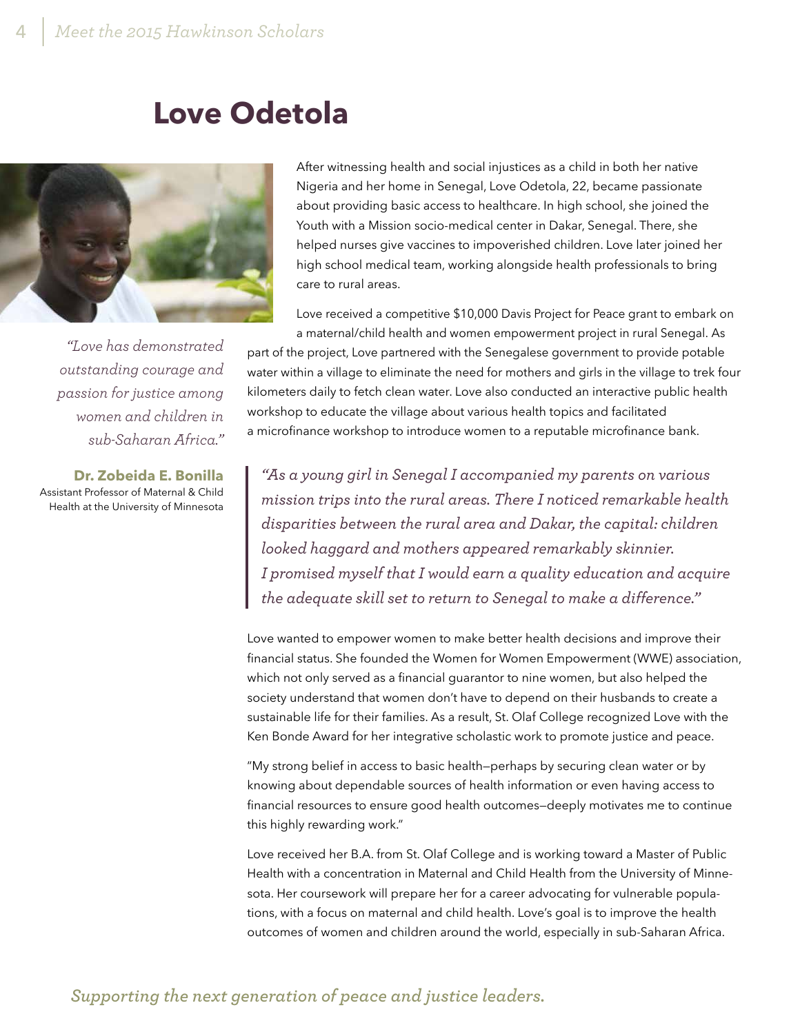# Love Odetola

After witnessing health and social injustices as a child in both her native Nigeria and her home in Senegal, Love Odetola, 22, became passionate about providing basic access to healthcare. In high school, she joined the Youth with a Mission socio-medical center in Dakar, Senegal. There, she helped nurses give vaccines to impoverished children. Love later joined her high school medical team, working alongside health professionals to bring care to rural areas.

Love received a competitive $10,000 Davis Project for Peace grant to embark on a maternal/child health and women empowerment project in rural Senegal. As part of the project, Love partnered with the Senegalese government to provide potable water within a village to eliminate the need for mothers and girls in the village to trek four kilometers daily to fetch clean water. Love also conducted an interactive public health workshop to educate the village about various health topics and facilitated a microfinance workshop to introduce women to a reputable microfinance bank.

*"Love has demonstrated outstanding courage and passion for justice among women and children in sub-Saharan Africa."*

**Dr. Zobeida E. Bonilla**
Assistant Professor of Maternal & Child Health at the University of Minnesota

> *"As a young girl in Senegal I accompanied my parents on various mission trips into the rural areas. There I noticed remarkable health disparities between the rural area and Dakar, the capital: children looked haggard and mothers appeared remarkably skinnier. I promised myself that I would earn a quality education and acquire the adequate skill set to return to Senegal to make a difference."*

Love wanted to empower women to make better health decisions and improve their financial status. She founded the Women for Women Empowerment (WWE) association, which not only served as a financial guarantor to nine women, but also helped the society understand that women don't have to depend on their husbands to create a sustainable life for their families. As a result, St. Olaf College recognized Love with the Ken Bonde Award for her integrative scholastic work to promote justice and peace.

"My strong belief in access to basic health—perhaps by securing clean water or by knowing about dependable sources of health information or even having access to financial resources to ensure good health outcomes—deeply motivates me to continue this highly rewarding work."

Love received her B.A. from St. Olaf College and is working toward a Master of Public Health with a concentration in Maternal and Child Health from the University of Minnesota. Her coursework will prepare her for a career advocating for vulnerable populations, with a focus on maternal and child health. Love's goal is to improve the health outcomes of women and children around the world, especially in sub-Saharan Africa.

*Supporting the next generation of peace and justice leaders.*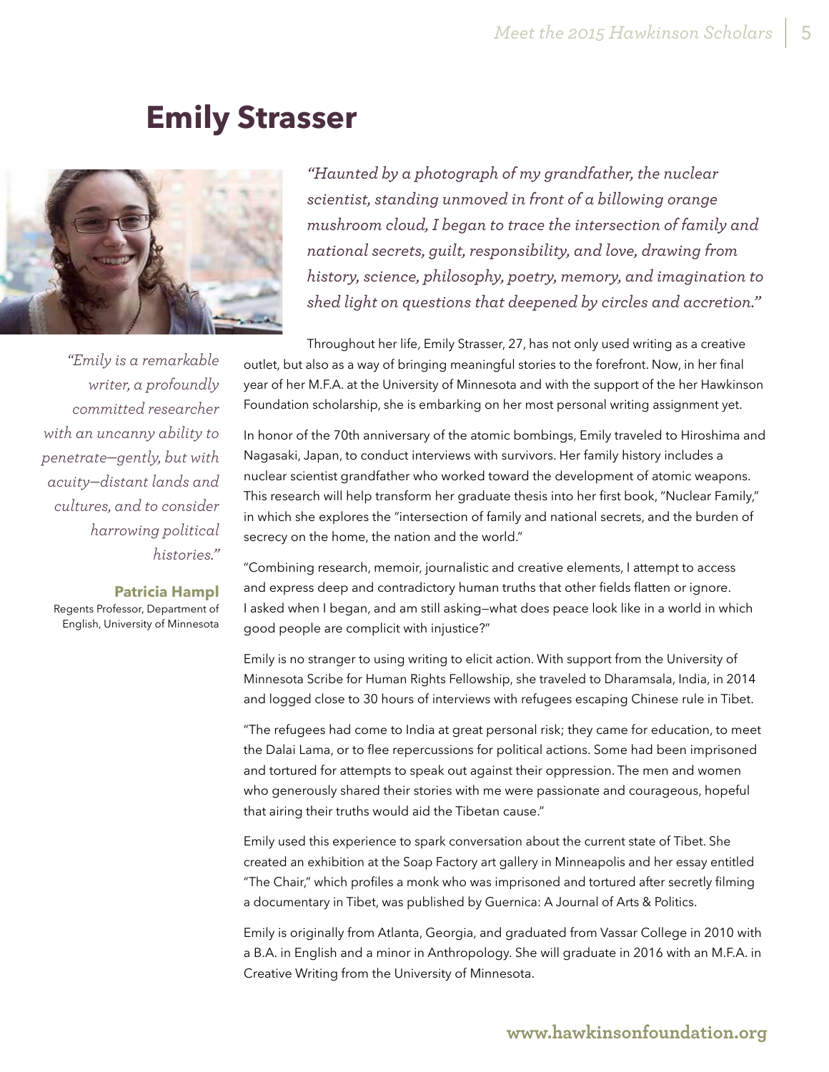# Emily Strasser

*"Haunted by a photograph of my grandfather, the nuclear scientist, standing unmoved in front of a billowing orange mushroom cloud, I began to trace the intersection of family and national secrets, guilt, responsibility, and love, drawing from history, science, philosophy, poetry, memory, and imagination to shed light on questions that deepened by circles and accretion."*

*"Emily is a remarkable writer, a profoundly committed researcher with an uncanny ability to penetrate—gently, but with acuity—distant lands and cultures, and to consider harrowing political histories."*

**Patricia Hampl**
Regents Professor, Department of English, University of Minnesota

Throughout her life, Emily Strasser, 27, has not only used writing as a creative outlet, but also as a way of bringing meaningful stories to the forefront. Now, in her final year of her M.F.A. at the University of Minnesota and with the support of the her Hawkinson Foundation scholarship, she is embarking on her most personal writing assignment yet.

In honor of the 70th anniversary of the atomic bombings, Emily traveled to Hiroshima and Nagasaki, Japan, to conduct interviews with survivors. Her family history includes a nuclear scientist grandfather who worked toward the development of atomic weapons. This research will help transform her graduate thesis into her first book, "Nuclear Family," in which she explores the "intersection of family and national secrets, and the burden of secrecy on the home, the nation and the world."

"Combining research, memoir, journalistic and creative elements, I attempt to access and express deep and contradictory human truths that other fields flatten or ignore. I asked when I began, and am still asking—what does peace look like in a world in which good people are complicit with injustice?"

Emily is no stranger to using writing to elicit action. With support from the University of Minnesota Scribe for Human Rights Fellowship, she traveled to Dharamsala, India, in 2014 and logged close to 30 hours of interviews with refugees escaping Chinese rule in Tibet.

"The refugees had come to India at great personal risk; they came for education, to meet the Dalai Lama, or to flee repercussions for political actions. Some had been imprisoned and tortured for attempts to speak out against their oppression. The men and women who generously shared their stories with me were passionate and courageous, hopeful that airing their truths would aid the Tibetan cause."

Emily used this experience to spark conversation about the current state of Tibet. She created an exhibition at the Soap Factory art gallery in Minneapolis and her essay entitled "The Chair," which profiles a monk who was imprisoned and tortured after secretly filming a documentary in Tibet, was published by Guernica: A Journal of Arts & Politics.

Emily is originally from Atlanta, Georgia, and graduated from Vassar College in 2010 with a B.A. in English and a minor in Anthropology. She will graduate in 2016 with an M.F.A. in Creative Writing from the University of Minnesota.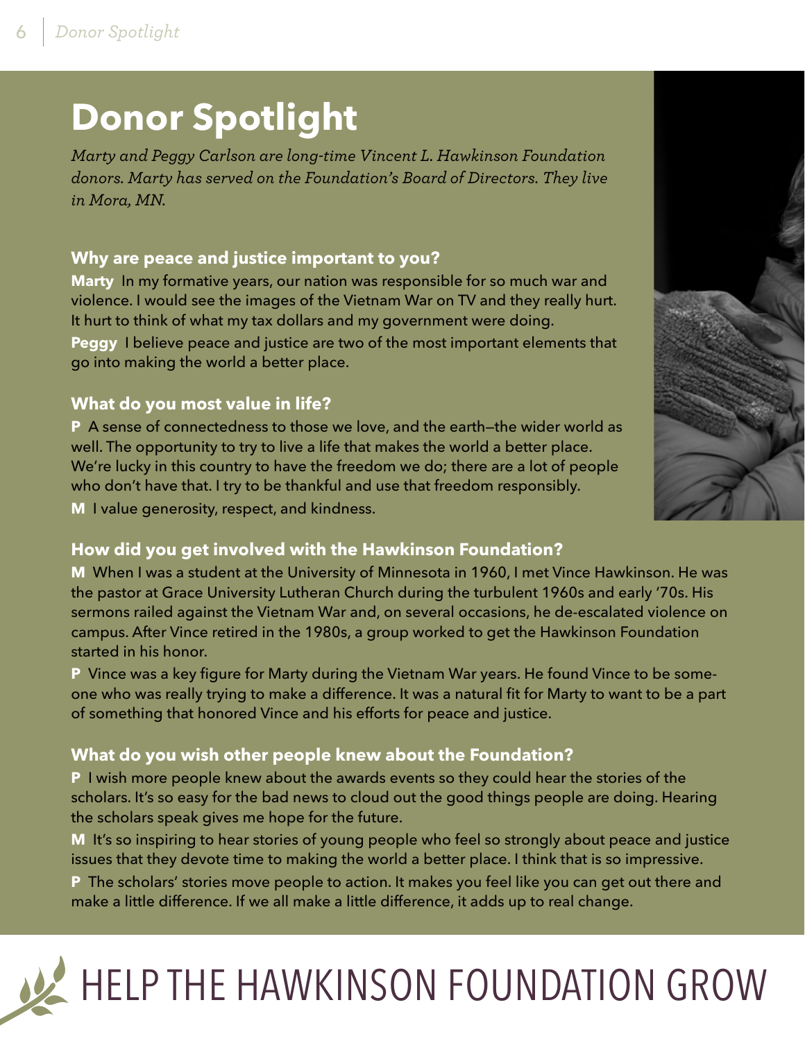# Donor Spotlight

*Marty and Peggy Carlson are long-time Vincent L. Hawkinson Foundation donors. Marty has served on the Foundation's Board of Directors. They live in Mora, MN.*

### Why are peace and justice important to you?

**Marty** In my formative years, our nation was responsible for so much war and violence. I would see the images of the Vietnam War on TV and they really hurt. It hurt to think of what my tax dollars and my government were doing.

**Peggy** I believe peace and justice are two of the most important elements that go into making the world a better place.

### What do you most value in life?

**P** A sense of connectedness to those we love, and the earth—the wider world as well. The opportunity to try to live a life that makes the world a better place. We're lucky in this country to have the freedom we do; there are a lot of people who don't have that. I try to be thankful and use that freedom responsibly.

**M** I value generosity, respect, and kindness.

### How did you get involved with the Hawkinson Foundation?

**M** When I was a student at the University of Minnesota in 1960, I met Vince Hawkinson. He was the pastor at Grace University Lutheran Church during the turbulent 1960s and early '70s. His sermons railed against the Vietnam War and, on several occasions, he de-escalated violence on campus. After Vince retired in the 1980s, a group worked to get the Hawkinson Foundation started in his honor.

**P** Vince was a key figure for Marty during the Vietnam War years. He found Vince to be someone who was really trying to make a difference. It was a natural fit for Marty to want to be a part of something that honored Vince and his efforts for peace and justice.

### What do you wish other people knew about the Foundation?

**P** I wish more people knew about the awards events so they could hear the stories of the scholars. It's so easy for the bad news to cloud out the good things people are doing. Hearing the scholars speak gives me hope for the future.

**M** It's so inspiring to hear stories of young people who feel so strongly about peace and justice issues that they devote time to making the world a better place. I think that is so impressive.

**P** The scholars' stories move people to action. It makes you feel like you can get out there and make a little difference. If we all make a little difference, it adds up to real change.

# HELP THE HAWKINSON FOUNDATION GROW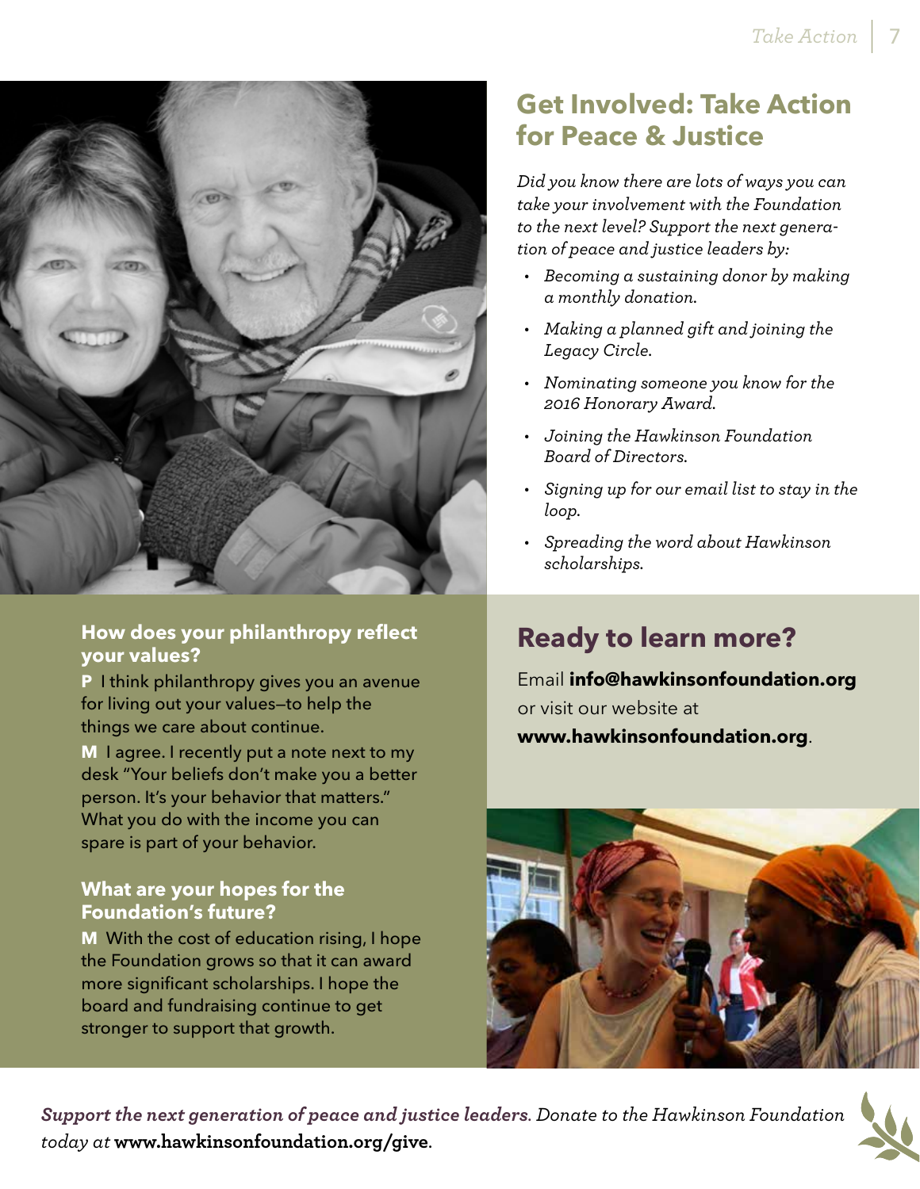### How does your philanthropy reflect your values?

**P** I think philanthropy gives you an avenue for living out your values—to help the things we care about continue.

**M** I agree. I recently put a note next to my desk "Your beliefs don't make you a better person. It's your behavior that matters." What you do with the income you can spare is part of your behavior.

### What are your hopes for the Foundation's future?

**M** With the cost of education rising, I hope the Foundation grows so that it can award more significant scholarships. I hope the board and fundraising continue to get stronger to support that growth.

## Get Involved: Take Action for Peace & Justice

*Did you know there are lots of ways you can take your involvement with the Foundation to the next level? Support the next generation of peace and justice leaders by:*

- *Becoming a sustaining donor by making a monthly donation.*
- *Making a planned gift and joining the Legacy Circle.*
- *Nominating someone you know for the 2016 Honorary Award.*
- *Joining the Hawkinson Foundation Board of Directors.*
- *Signing up for our email list to stay in the loop.*
- *Spreading the word about Hawkinson scholarships.*

## Ready to learn more?

Email **info@hawkinsonfoundation.org** or visit our website at **www.hawkinsonfoundation.org**.

***Support the next generation of peace and justice leaders.*** *Donate to the Hawkinson Foundation today at* **www.hawkinsonfoundation.org/give**.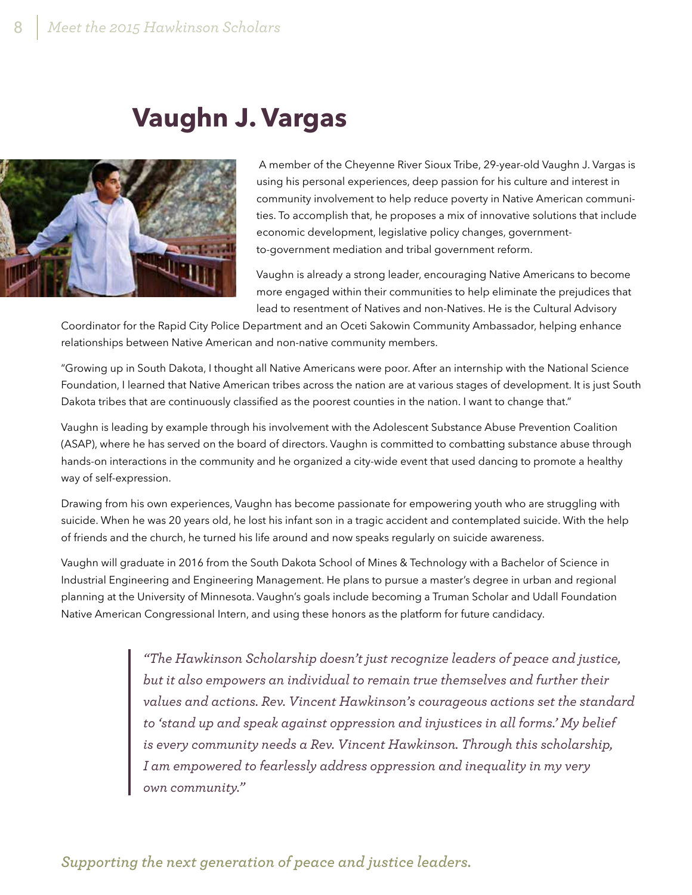# Vaughn J. Vargas

A member of the Cheyenne River Sioux Tribe, 29-year-old Vaughn J. Vargas is using his personal experiences, deep passion for his culture and interest in community involvement to help reduce poverty in Native American communities. To accomplish that, he proposes a mix of innovative solutions that include economic development, legislative policy changes, government-to-government mediation and tribal government reform.

Vaughn is already a strong leader, encouraging Native Americans to become more engaged within their communities to help eliminate the prejudices that lead to resentment of Natives and non-Natives. He is the Cultural Advisory Coordinator for the Rapid City Police Department and an Oceti Sakowin Community Ambassador, helping enhance relationships between Native American and non-native community members.

"Growing up in South Dakota, I thought all Native Americans were poor. After an internship with the National Science Foundation, I learned that Native American tribes across the nation are at various stages of development. It is just South Dakota tribes that are continuously classified as the poorest counties in the nation. I want to change that."

Vaughn is leading by example through his involvement with the Adolescent Substance Abuse Prevention Coalition (ASAP), where he has served on the board of directors. Vaughn is committed to combatting substance abuse through hands-on interactions in the community and he organized a city-wide event that used dancing to promote a healthy way of self-expression.

Drawing from his own experiences, Vaughn has become passionate for empowering youth who are struggling with suicide. When he was 20 years old, he lost his infant son in a tragic accident and contemplated suicide. With the help of friends and the church, he turned his life around and now speaks regularly on suicide awareness.

Vaughn will graduate in 2016 from the South Dakota School of Mines & Technology with a Bachelor of Science in Industrial Engineering and Engineering Management. He plans to pursue a master's degree in urban and regional planning at the University of Minnesota. Vaughn's goals include becoming a Truman Scholar and Udall Foundation Native American Congressional Intern, and using these honors as the platform for future candidacy.

> *"The Hawkinson Scholarship doesn't just recognize leaders of peace and justice, but it also empowers an individual to remain true themselves and further their values and actions. Rev. Vincent Hawkinson's courageous actions set the standard to 'stand up and speak against oppression and injustices in all forms.' My belief is every community needs a Rev. Vincent Hawkinson. Through this scholarship, I am empowered to fearlessly address oppression and inequality in my very own community."*

*Supporting the next generation of peace and justice leaders.*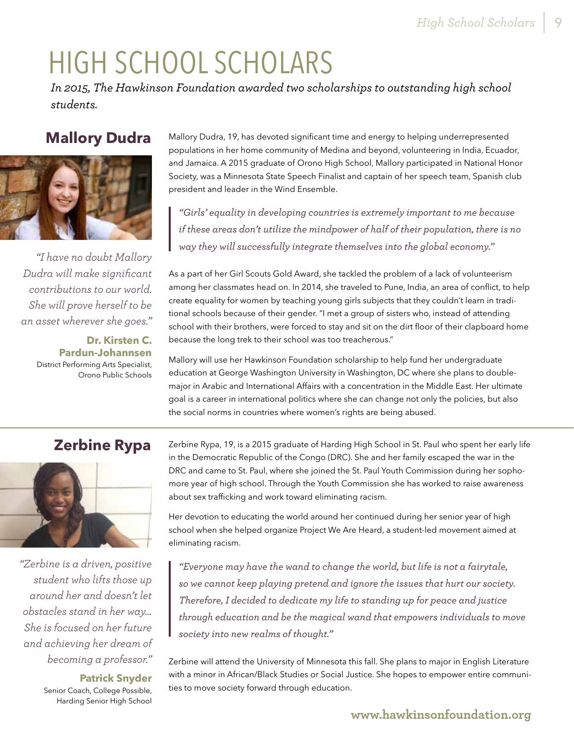# HIGH SCHOOL SCHOLARS

*In 2015, The Hawkinson Foundation awarded two scholarships to outstanding high school students.*

## Mallory Dudra

*"I have no doubt Mallory Dudra will make significant contributions to our world. She will prove herself to be an asset wherever she goes."*

**Dr. Kirsten C. Pardun-Johannsen**
District Performing Arts Specialist, Orono Public Schools

Mallory Dudra, 19, has devoted significant time and energy to helping underrepresented populations in her home community of Medina and beyond, volunteering in India, Ecuador, and Jamaica. A 2015 graduate of Orono High School, Mallory participated in National Honor Society, was a Minnesota State Speech Finalist and captain of her speech team, Spanish club president and leader in the Wind Ensemble.

> *"Girls' equality in developing countries is extremely important to me because if these areas don't utilize the mindpower of half of their population, there is no way they will successfully integrate themselves into the global economy."*

As a part of her Girl Scouts Gold Award, she tackled the problem of a lack of volunteerism among her classmates head on. In 2014, she traveled to Pune, India, an area of conflict, to help create equality for women by teaching young girls subjects that they couldn't learn in traditional schools because of their gender. "I met a group of sisters who, instead of attending school with their brothers, were forced to stay and sit on the dirt floor of their clapboard home because the long trek to their school was too treacherous."

Mallory will use her Hawkinson Foundation scholarship to help fund her undergraduate education at George Washington University in Washington, DC where she plans to double-major in Arabic and International Affairs with a concentration in the Middle East. Her ultimate goal is a career in international politics where she can change not only the policies, but also the social norms in countries where women's rights are being abused.

## Zerbine Rypa

*"Zerbine is a driven, positive student who lifts those up around her and doesn't let obstacles stand in her way... She is focused on her future and achieving her dream of becoming a professor."*

**Patrick Snyder**
Senior Coach, College Possible, Harding Senior High School

Zerbine Rypa, 19, is a 2015 graduate of Harding High School in St. Paul who spent her early life in the Democratic Republic of the Congo (DRC). She and her family escaped the war in the DRC and came to St. Paul, where she joined the St. Paul Youth Commission during her sophomore year of high school. Through the Youth Commission she has worked to raise awareness about sex trafficking and work toward eliminating racism.

Her devotion to educating the world around her continued during her senior year of high school when she helped organize Project We Are Heard, a student-led movement aimed at eliminating racism.

> *"Everyone may have the wand to change the world, but life is not a fairytale, so we cannot keep playing pretend and ignore the issues that hurt our society. Therefore, I decided to dedicate my life to standing up for peace and justice through education and be the magical wand that empowers individuals to move society into new realms of thought."*

Zerbine will attend the University of Minnesota this fall. She plans to major in English Literature with a minor in African/Black Studies or Social Justice. She hopes to empower entire communities to move society forward through education.

**www.hawkinsonfoundation.org**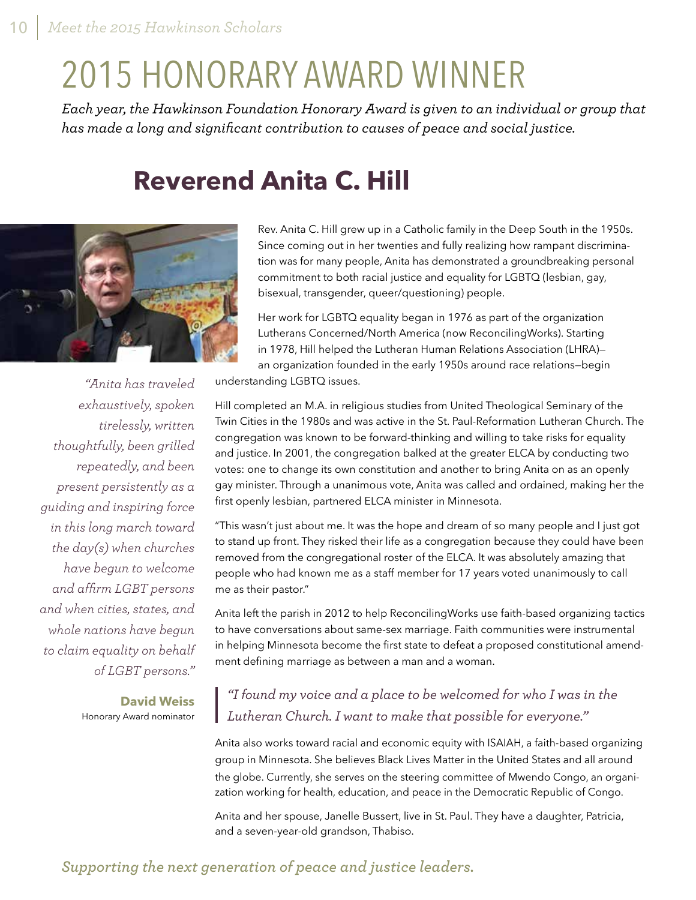# 2015 HONORARY AWARD WINNER

*Each year, the Hawkinson Foundation Honorary Award is given to an individual or group that has made a long and significant contribution to causes of peace and social justice.*

## Reverend Anita C. Hill

Rev. Anita C. Hill grew up in a Catholic family in the Deep South in the 1950s. Since coming out in her twenties and fully realizing how rampant discrimination was for many people, Anita has demonstrated a groundbreaking personal commitment to both racial justice and equality for LGBTQ (lesbian, gay, bisexual, transgender, queer/questioning) people.

Her work for LGBTQ equality began in 1976 as part of the organization Lutherans Concerned/North America (now ReconcilingWorks). Starting in 1978, Hill helped the Lutheran Human Relations Association (LHRA)—an organization founded in the early 1950s around race relations—begin understanding LGBTQ issues.

Hill completed an M.A. in religious studies from United Theological Seminary of the Twin Cities in the 1980s and was active in the St. Paul-Reformation Lutheran Church. The congregation was known to be forward-thinking and willing to take risks for equality and justice. In 2001, the congregation balked at the greater ELCA by conducting two votes: one to change its own constitution and another to bring Anita on as an openly gay minister. Through a unanimous vote, Anita was called and ordained, making her the first openly lesbian, partnered ELCA minister in Minnesota.

"This wasn't just about me. It was the hope and dream of so many people and I just got to stand up front. They risked their life as a congregation because they could have been removed from the congregational roster of the ELCA. It was absolutely amazing that people who had known me as a staff member for 17 years voted unanimously to call me as their pastor."

Anita left the parish in 2012 to help ReconcilingWorks use faith-based organizing tactics to have conversations about same-sex marriage. Faith communities were instrumental in helping Minnesota become the first state to defeat a proposed constitutional amendment defining marriage as between a man and a woman.

> *"I found my voice and a place to be welcomed for who I was in the Lutheran Church. I want to make that possible for everyone."*

Anita also works toward racial and economic equity with ISAIAH, a faith-based organizing group in Minnesota. She believes Black Lives Matter in the United States and all around the globe. Currently, she serves on the steering committee of Mwendo Congo, an organization working for health, education, and peace in the Democratic Republic of Congo.

Anita and her spouse, Janelle Bussert, live in St. Paul. They have a daughter, Patricia, and a seven-year-old grandson, Thabiso.

*"Anita has traveled exhaustively, spoken tirelessly, written thoughtfully, been grilled repeatedly, and been present persistently as a guiding and inspiring force in this long march toward the day(s) when churches have begun to welcome and affirm LGBT persons and when cities, states, and whole nations have begun to claim equality on behalf of LGBT persons."*

**David Weiss**
Honorary Award nominator

*Supporting the next generation of peace and justice leaders.*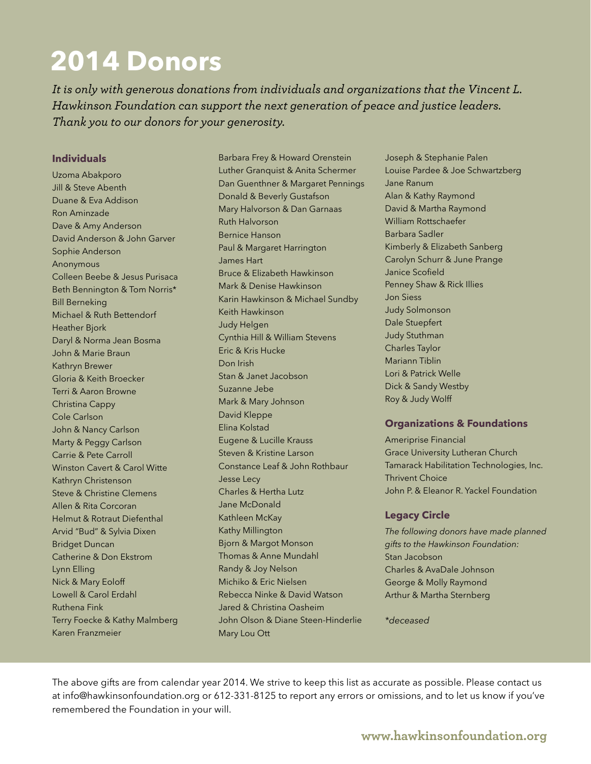# 2014 Donors

*It is only with generous donations from individuals and organizations that the Vincent L. Hawkinson Foundation can support the next generation of peace and justice leaders. Thank you to our donors for your generosity.*

### Individuals

Uzoma Abakporo
Jill & Steve Abenth
Duane & Eva Addison
Ron Aminzade
Dave & Amy Anderson
David Anderson & John Garver
Sophie Anderson
Anonymous
Colleen Beebe & Jesus Purisaca
Beth Bennington & Tom Norris*
Bill Berneking
Michael & Ruth Bettendorf
Heather Bjork
Daryl & Norma Jean Bosma
John & Marie Braun
Kathryn Brewer
Gloria & Keith Broecker
Terri & Aaron Browne
Christina Cappy
Cole Carlson
John & Nancy Carlson
Marty & Peggy Carlson
Carrie & Pete Carroll
Winston Cavert & Carol Witte
Kathryn Christenson
Steve & Christine Clemens
Allen & Rita Corcoran
Helmut & Rotraut Diefenthal
Arvid "Bud" & Sylvia Dixen
Bridget Duncan
Catherine & Don Ekstrom
Lynn Elling
Nick & Mary Eoloff
Lowell & Carol Erdahl
Ruthena Fink
Terry Foecke & Kathy Malmberg
Karen Franzmeier
Barbara Frey & Howard Orenstein
Luther Granquist & Anita Schermer
Dan Guenthner & Margaret Pennings
Donald & Beverly Gustafson
Mary Halvorson & Dan Garnaas
Ruth Halvorson
Bernice Hanson
Paul & Margaret Harrington
James Hart
Bruce & Elizabeth Hawkinson
Mark & Denise Hawkinson
Karin Hawkinson & Michael Sundby
Keith Hawkinson
Judy Helgen
Cynthia Hill & William Stevens
Eric & Kris Hucke
Don Irish
Stan & Janet Jacobson
Suzanne Jebe
Mark & Mary Johnson
David Kleppe
Elina Kolstad
Eugene & Lucille Krauss
Steven & Kristine Larson
Constance Leaf & John Rothbaur
Jesse Lecy
Charles & Hertha Lutz
Jane McDonald
Kathleen McKay
Kathy Millington
Bjorn & Margot Monson
Thomas & Anne Mundahl
Randy & Joy Nelson
Michiko & Eric Nielsen
Rebecca Ninke & David Watson
Jared & Christina Oasheim
John Olson & Diane Steen-Hinderlie
Mary Lou Ott
Joseph & Stephanie Palen
Louise Pardee & Joe Schwartzberg
Jane Ranum
Alan & Kathy Raymond
David & Martha Raymond
William Rottschaefer
Barbara Sadler
Kimberly & Elizabeth Sanberg
Carolyn Schurr & June Prange
Janice Scofield
Penney Shaw & Rick Illies
Jon Siess
Judy Solmonson
Dale Stuepfert
Judy Stuthman
Charles Taylor
Mariann Tiblin
Lori & Patrick Welle
Dick & Sandy Westby
Roy & Judy Wolff

### Organizations & Foundations

Ameriprise Financial
Grace University Lutheran Church
Tamarack Habilitation Technologies, Inc.
Thrivent Choice
John P. & Eleanor R. Yackel Foundation

### Legacy Circle

*The following donors have made planned gifts to the Hawkinson Foundation:*
Stan Jacobson
Charles & AvaDale Johnson
George & Molly Raymond
Arthur & Martha Sternberg

*\*deceased*

The above gifts are from calendar year 2014. We strive to keep this list as accurate as possible. Please contact us at info@hawkinsonfoundation.org or 612-331-8125 to report any errors or omissions, and to let us know if you've remembered the Foundation in your will.

www.hawkinsonfoundation.org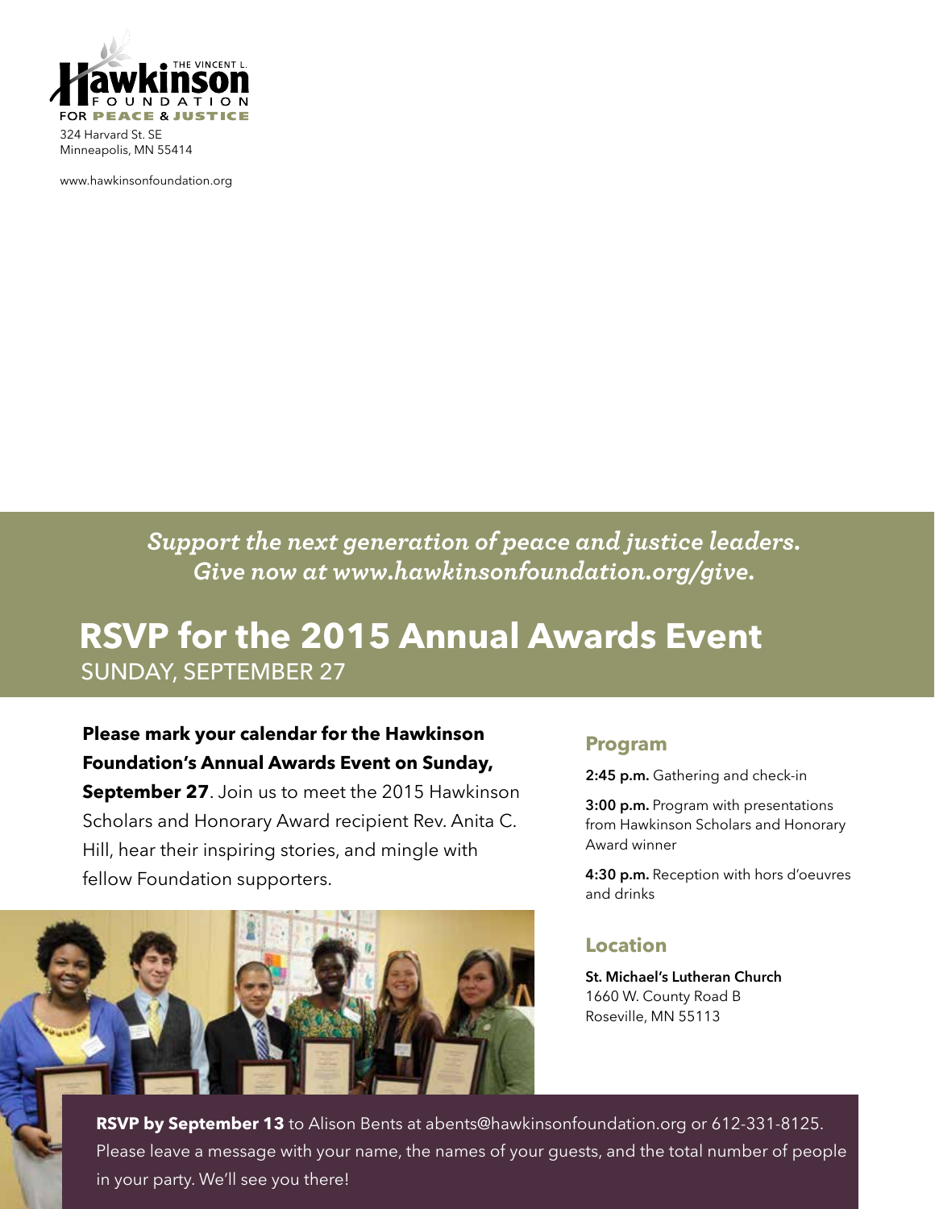THE VINCENT L. Hawkinson FOUNDATION FOR PEACE & JUSTICE

324 Harvard St. SE
Minneapolis, MN 55414

www.hawkinsonfoundation.org

*Support the next generation of peace and justice leaders. Give now at www.hawkinsonfoundation.org/give.*

# RSVP for the 2015 Annual Awards Event

SUNDAY, SEPTEMBER 27

**Please mark your calendar for the Hawkinson Foundation's Annual Awards Event on Sunday, September 27**. Join us to meet the 2015 Hawkinson Scholars and Honorary Award recipient Rev. Anita C. Hill, hear their inspiring stories, and mingle with fellow Foundation supporters.

## Program

**2:45 p.m.** Gathering and check-in

**3:00 p.m.** Program with presentations from Hawkinson Scholars and Honorary Award winner

**4:30 p.m.** Reception with hors d'oeuvres and drinks

## Location

**St. Michael's Lutheran Church**
1660 W. County Road B
Roseville, MN 55113

**RSVP by September 13** to Alison Bents at abents@hawkinsonfoundation.org or 612-331-8125. Please leave a message with your name, the names of your guests, and the total number of people in your party. We'll see you there!